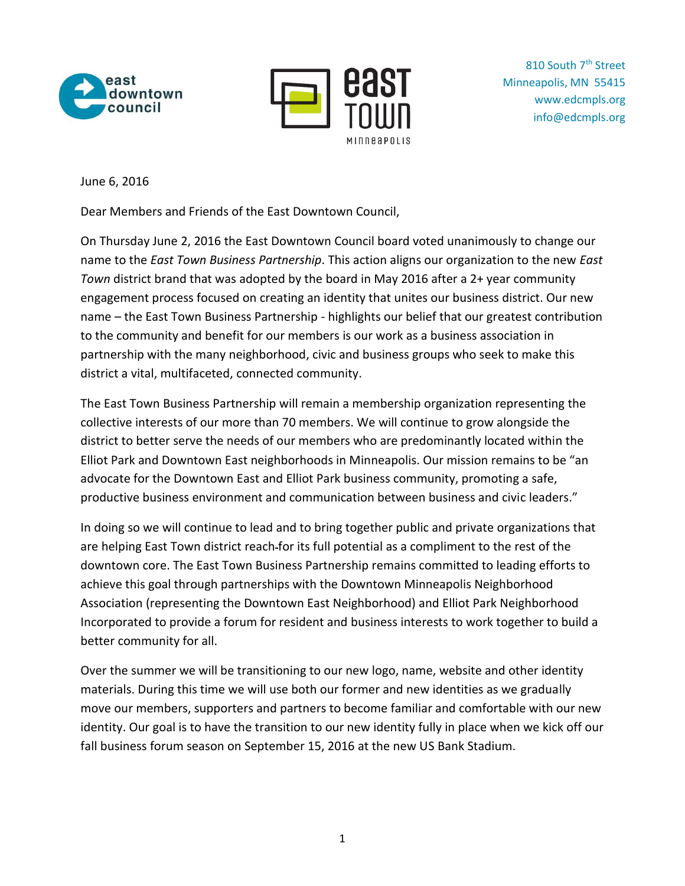east downtown council

east TOWN MINNEAPOLIS

810 South 7th Street
Minneapolis, MN 55415
www.edcmpls.org
info@edcmpls.org

June 6, 2016

Dear Members and Friends of the East Downtown Council,

On Thursday June 2, 2016 the East Downtown Council board voted unanimously to change our name to the *East Town Business Partnership*. This action aligns our organization to the new *East Town* district brand that was adopted by the board in May 2016 after a 2+ year community engagement process focused on creating an identity that unites our business district. Our new name – the East Town Business Partnership - highlights our belief that our greatest contribution to the community and benefit for our members is our work as a business association in partnership with the many neighborhood, civic and business groups who seek to make this district a vital, multifaceted, connected community.

The East Town Business Partnership will remain a membership organization representing the collective interests of our more than 70 members. We will continue to grow alongside the district to better serve the needs of our members who are predominantly located within the Elliot Park and Downtown East neighborhoods in Minneapolis. Our mission remains to be "an advocate for the Downtown East and Elliot Park business community, promoting a safe, productive business environment and communication between business and civic leaders."

In doing so we will continue to lead and to bring together public and private organizations that are helping East Town district reach for its full potential as a compliment to the rest of the downtown core. The East Town Business Partnership remains committed to leading efforts to achieve this goal through partnerships with the Downtown Minneapolis Neighborhood Association (representing the Downtown East Neighborhood) and Elliot Park Neighborhood Incorporated to provide a forum for resident and business interests to work together to build a better community for all.

Over the summer we will be transitioning to our new logo, name, website and other identity materials. During this time we will use both our former and new identities as we gradually move our members, supporters and partners to become familiar and comfortable with our new identity. Our goal is to have the transition to our new identity fully in place when we kick off our fall business forum season on September 15, 2016 at the new US Bank Stadium.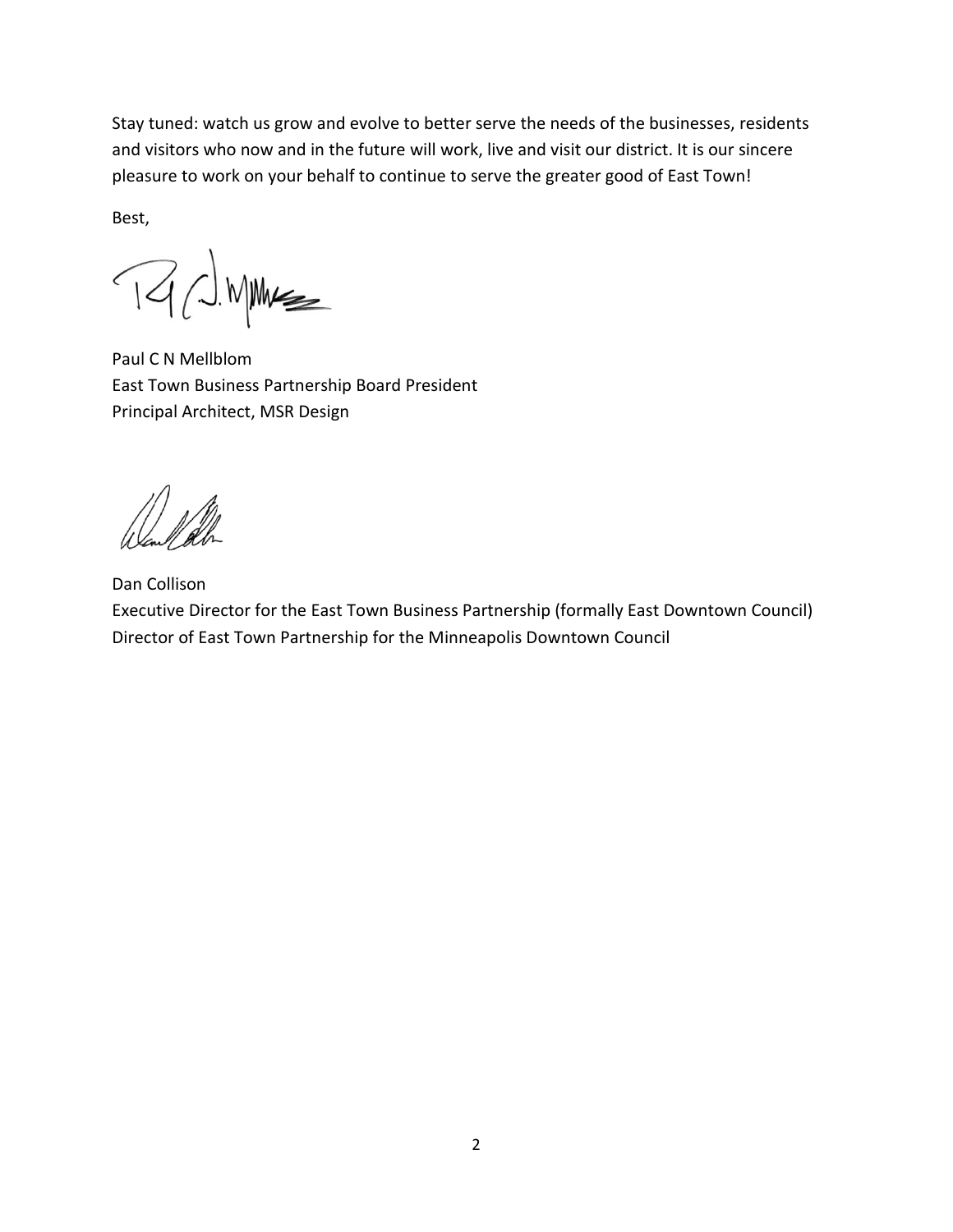Stay tuned: watch us grow and evolve to better serve the needs of the businesses, residents and visitors who now and in the future will work, live and visit our district. It is our sincere pleasure to work on your behalf to continue to serve the greater good of East Town!

Best,

Paul C N Mellblom
East Town Business Partnership Board President
Principal Architect, MSR Design

Dan Collison
Executive Director for the East Town Business Partnership (formally East Downtown Council)
Director of East Town Partnership for the Minneapolis Downtown Council